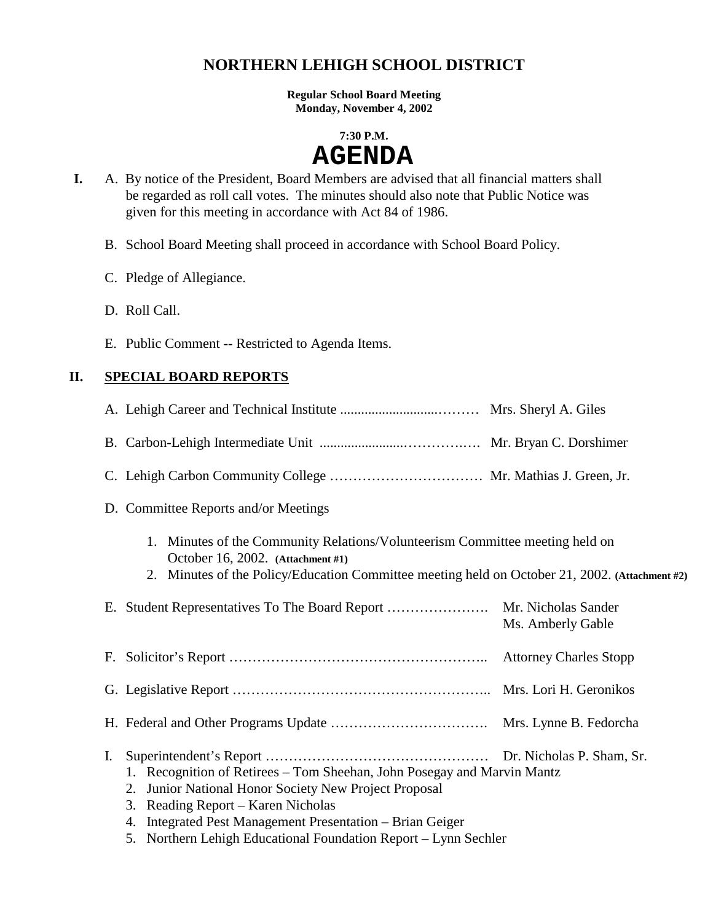# NORTHERN LEHIGH SCHOOL DISTRICT

**Regular School Board Meeting**
**Monday, November 4, 2002**

**7:30 P.M.**

# AGENDA

**I.** A. By notice of the President, Board Members are advised that all financial matters shall be regarded as roll call votes. The minutes should also note that Public Notice was given for this meeting in accordance with Act 84 of 1986.

B. School Board Meeting shall proceed in accordance with School Board Policy.

C. Pledge of Allegiance.

D. Roll Call.

E. Public Comment -- Restricted to Agenda Items.

## II. SPECIAL BOARD REPORTS

A. Lehigh Career and Technical Institute ............................……… Mrs. Sheryl A. Giles

B. Carbon-Lehigh Intermediate Unit ........................…………..…. Mr. Bryan C. Dorshimer

C. Lehigh Carbon Community College …………………………… Mr. Mathias J. Green, Jr.

D. Committee Reports and/or Meetings

1. Minutes of the Community Relations/Volunteerism Committee meeting held on October 16, 2002. **(Attachment #1)**
2. Minutes of the Policy/Education Committee meeting held on October 21, 2002. **(Attachment #2)**

E. Student Representatives To The Board Report …………………. Mr. Nicholas Sander
Ms. Amberly Gable

F. Solicitor's Report ……………………………………………….. Attorney Charles Stopp

G. Legislative Report ……………………………………………….. Mrs. Lori H. Geronikos

H. Federal and Other Programs Update ……………………………. Mrs. Lynne B. Fedorcha

I. Superintendent's Report ………………………………………… Dr. Nicholas P. Sham, Sr.

1. Recognition of Retirees – Tom Sheehan, John Posegay and Marvin Mantz
2. Junior National Honor Society New Project Proposal
3. Reading Report – Karen Nicholas
4. Integrated Pest Management Presentation – Brian Geiger
5. Northern Lehigh Educational Foundation Report – Lynn Sechler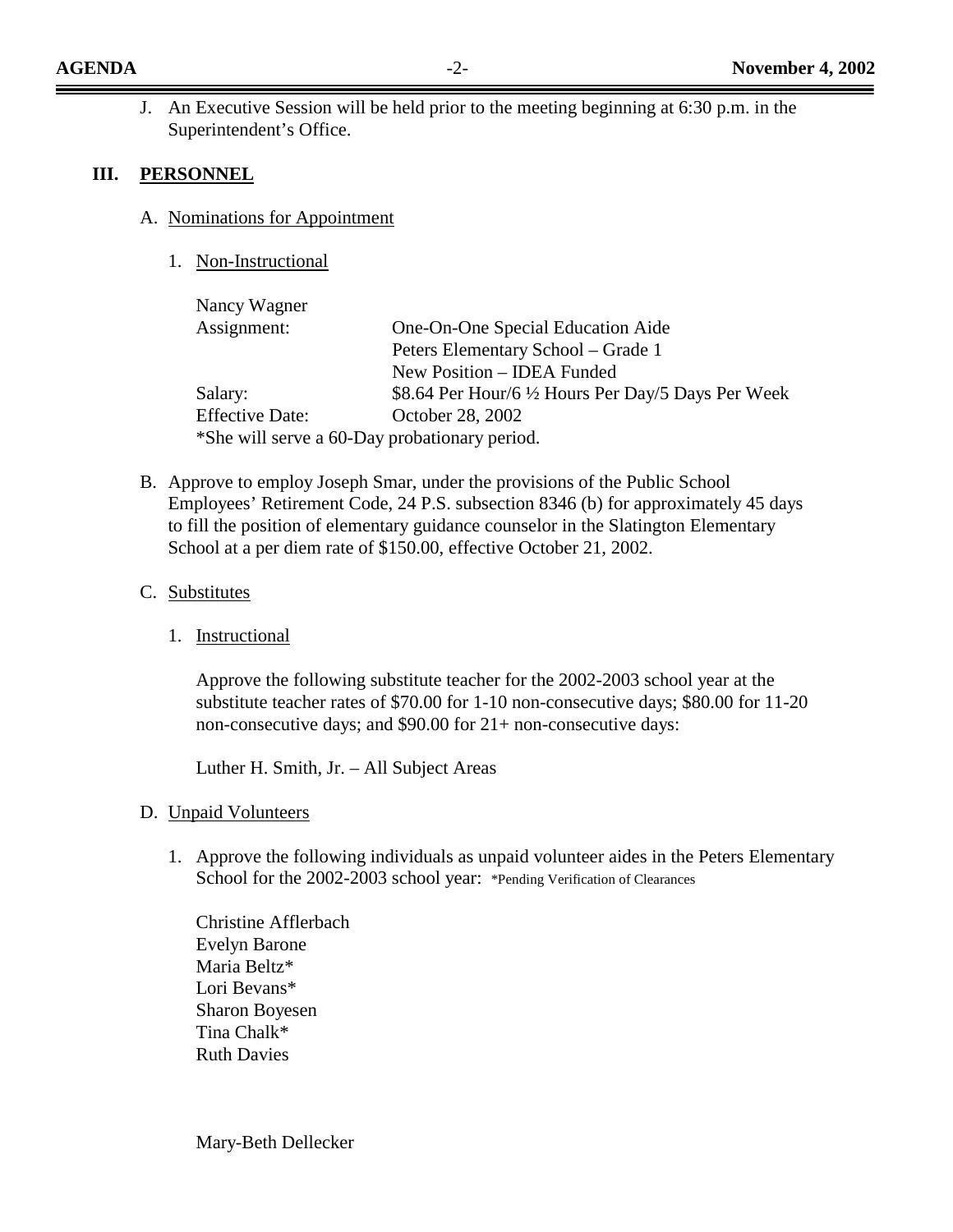J. An Executive Session will be held prior to the meeting beginning at 6:30 p.m. in the Superintendent's Office.

## III. PERSONNEL

A. Nominations for Appointment

1. Non-Instructional

Nancy Wagner

| | |
|---|---|
| Assignment: | One-On-One Special Education Aide<br>Peters Elementary School – Grade 1<br>New Position – IDEA Funded |
| Salary: | $8.64 Per Hour/6 ½ Hours Per Day/5 Days Per Week |
| Effective Date: | October 28, 2002 |

*She will serve a 60-Day probationary period.

B. Approve to employ Joseph Smar, under the provisions of the Public School Employees' Retirement Code, 24 P.S. subsection 8346 (b) for approximately 45 days to fill the position of elementary guidance counselor in the Slatington Elementary School at a per diem rate of $150.00, effective October 21, 2002.

C. Substitutes

1. Instructional

Approve the following substitute teacher for the 2002-2003 school year at the substitute teacher rates of $70.00 for 1-10 non-consecutive days; $80.00 for 11-20 non-consecutive days; and $90.00 for 21+ non-consecutive days:

Luther H. Smith, Jr. – All Subject Areas

D. Unpaid Volunteers

1. Approve the following individuals as unpaid volunteer aides in the Peters Elementary School for the 2002-2003 school year: *Pending Verification of Clearances

Christine Afflerbach
Evelyn Barone
Maria Beltz*
Lori Bevans*
Sharon Boyesen
Tina Chalk*
Ruth Davies

Mary-Beth Dellecker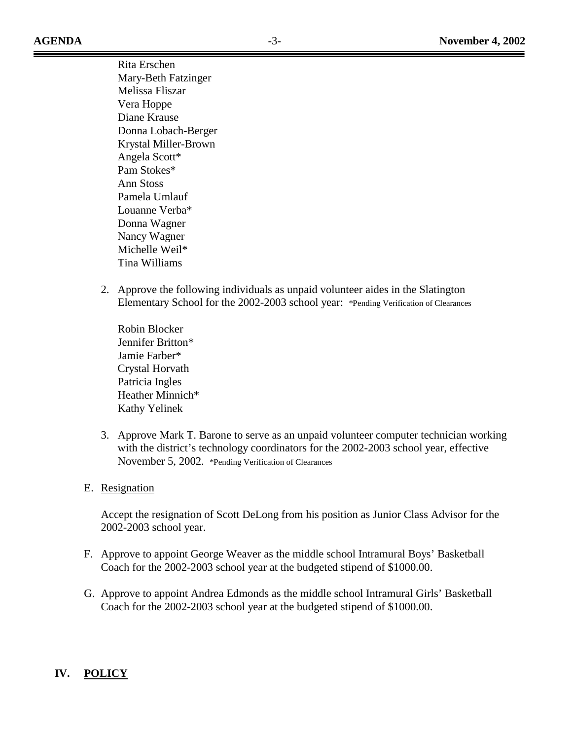Rita Erschen
Mary-Beth Fatzinger
Melissa Fliszar
Vera Hoppe
Diane Krause
Donna Lobach-Berger
Krystal Miller-Brown
Angela Scott*
Pam Stokes*
Ann Stoss
Pamela Umlauf
Louanne Verba*
Donna Wagner
Nancy Wagner
Michelle Weil*
Tina Williams

2. Approve the following individuals as unpaid volunteer aides in the Slatington Elementary School for the 2002-2003 school year: *Pending Verification of Clearances

   Robin Blocker
   Jennifer Britton*
   Jamie Farber*
   Crystal Horvath
   Patricia Ingles
   Heather Minnich*
   Kathy Yelinek

3. Approve Mark T. Barone to serve as an unpaid volunteer computer technician working with the district's technology coordinators for the 2002-2003 school year, effective November 5, 2002. *Pending Verification of Clearances

E. Resignation

   Accept the resignation of Scott DeLong from his position as Junior Class Advisor for the 2002-2003 school year.

F. Approve to appoint George Weaver as the middle school Intramural Boys' Basketball Coach for the 2002-2003 school year at the budgeted stipend of $1000.00.

G. Approve to appoint Andrea Edmonds as the middle school Intramural Girls' Basketball Coach for the 2002-2003 school year at the budgeted stipend of $1000.00.

## IV. POLICY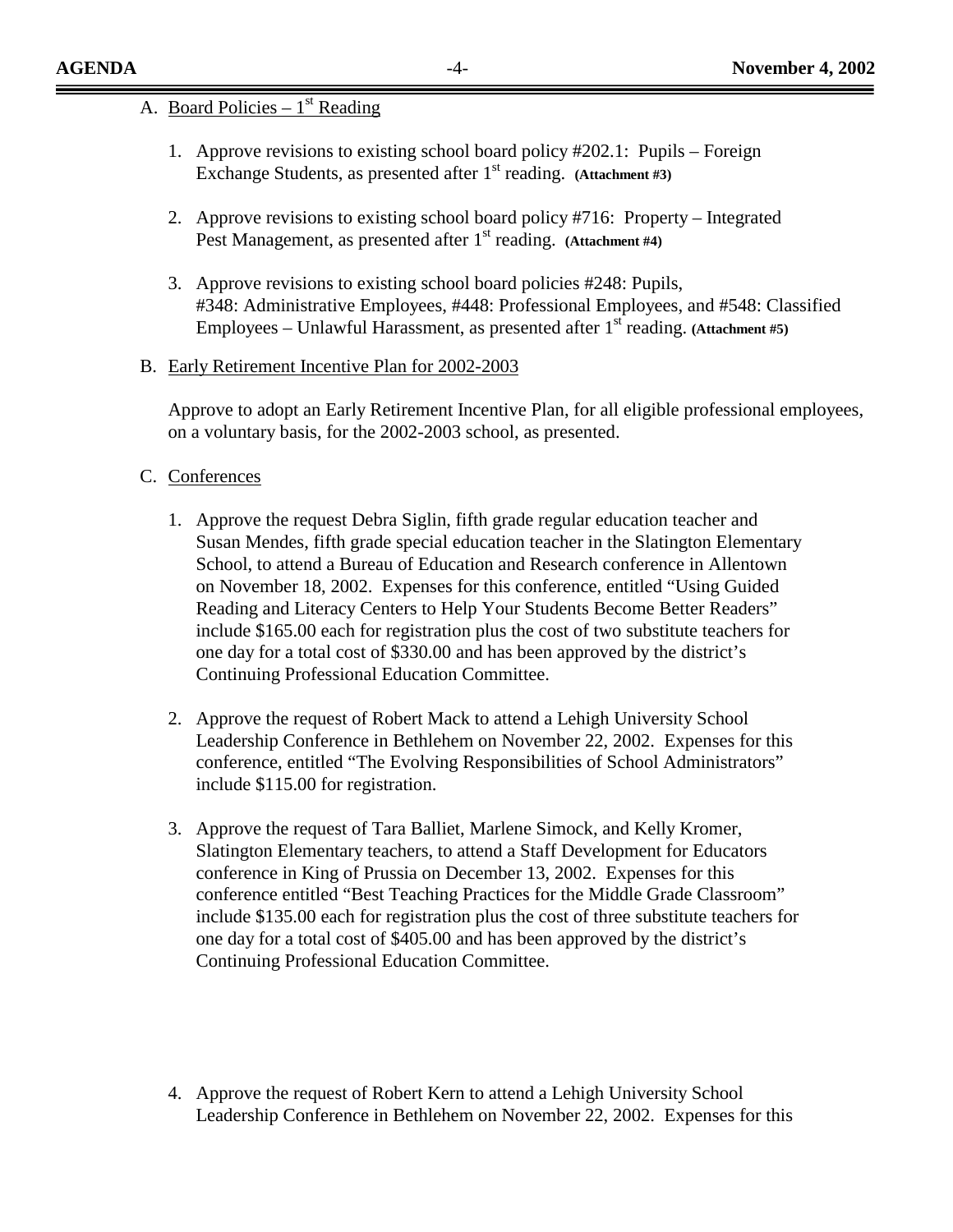A. Board Policies – 1st Reading

1. Approve revisions to existing school board policy #202.1: Pupils – Foreign Exchange Students, as presented after 1st reading. **(Attachment #3)**

2. Approve revisions to existing school board policy #716: Property – Integrated Pest Management, as presented after 1st reading. **(Attachment #4)**

3. Approve revisions to existing school board policies #248: Pupils, #348: Administrative Employees, #448: Professional Employees, and #548: Classified Employees – Unlawful Harassment, as presented after 1st reading. **(Attachment #5)**

B. Early Retirement Incentive Plan for 2002-2003

Approve to adopt an Early Retirement Incentive Plan, for all eligible professional employees, on a voluntary basis, for the 2002-2003 school, as presented.

C. Conferences

1. Approve the request Debra Siglin, fifth grade regular education teacher and Susan Mendes, fifth grade special education teacher in the Slatington Elementary School, to attend a Bureau of Education and Research conference in Allentown on November 18, 2002. Expenses for this conference, entitled "Using Guided Reading and Literacy Centers to Help Your Students Become Better Readers" include $165.00 each for registration plus the cost of two substitute teachers for one day for a total cost of $330.00 and has been approved by the district's Continuing Professional Education Committee.

2. Approve the request of Robert Mack to attend a Lehigh University School Leadership Conference in Bethlehem on November 22, 2002. Expenses for this conference, entitled "The Evolving Responsibilities of School Administrators" include $115.00 for registration.

3. Approve the request of Tara Balliet, Marlene Simock, and Kelly Kromer, Slatington Elementary teachers, to attend a Staff Development for Educators conference in King of Prussia on December 13, 2002. Expenses for this conference entitled "Best Teaching Practices for the Middle Grade Classroom" include $135.00 each for registration plus the cost of three substitute teachers for one day for a total cost of $405.00 and has been approved by the district's Continuing Professional Education Committee.

4. Approve the request of Robert Kern to attend a Lehigh University School Leadership Conference in Bethlehem on November 22, 2002. Expenses for this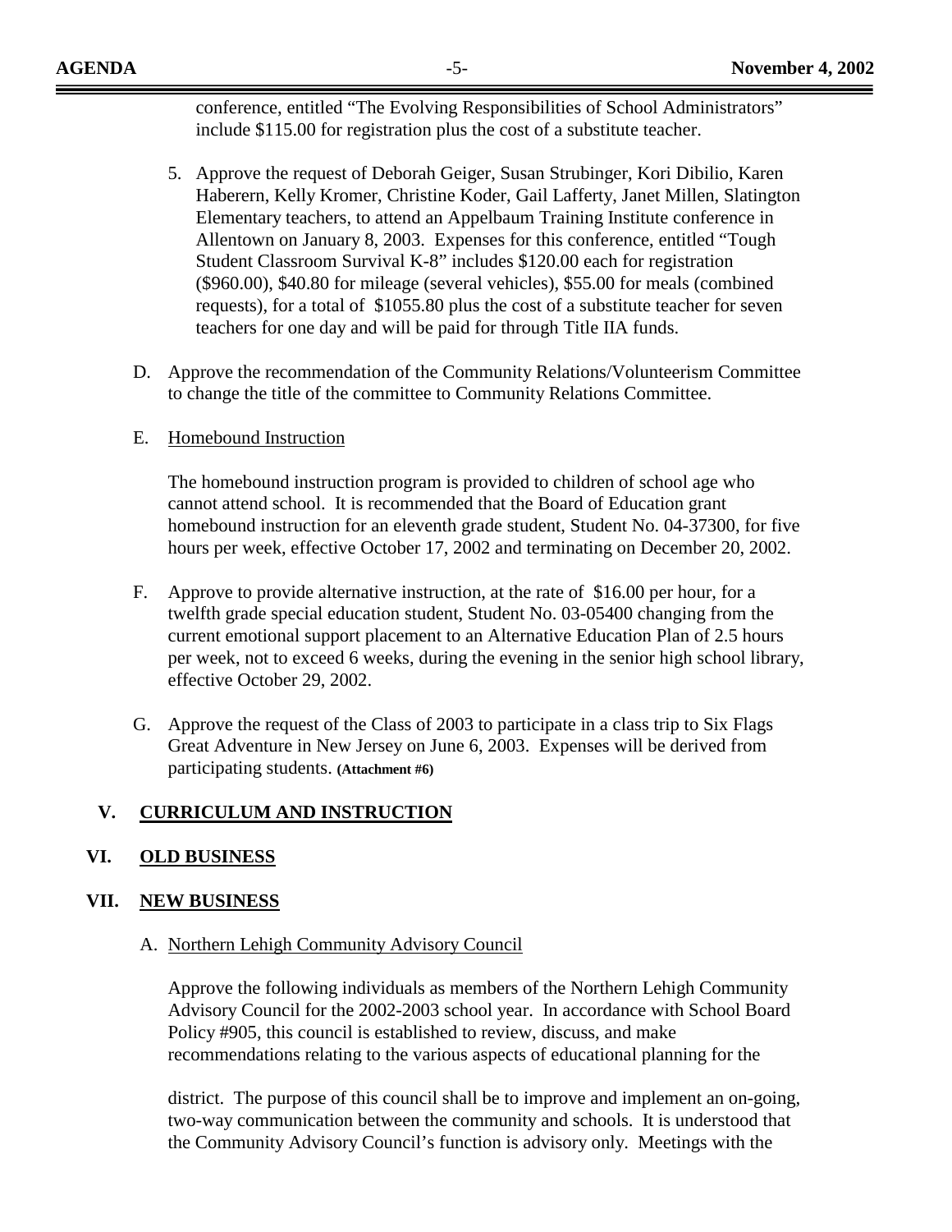conference, entitled "The Evolving Responsibilities of School Administrators" include $115.00 for registration plus the cost of a substitute teacher.

5. Approve the request of Deborah Geiger, Susan Strubinger, Kori Dibilio, Karen Haberern, Kelly Kromer, Christine Koder, Gail Lafferty, Janet Millen, Slatington Elementary teachers, to attend an Appelbaum Training Institute conference in Allentown on January 8, 2003. Expenses for this conference, entitled "Tough Student Classroom Survival K-8" includes $120.00 each for registration ($960.00), $40.80 for mileage (several vehicles), $55.00 for meals (combined requests), for a total of $1055.80 plus the cost of a substitute teacher for seven teachers for one day and will be paid for through Title IIA funds.

D. Approve the recommendation of the Community Relations/Volunteerism Committee to change the title of the committee to Community Relations Committee.

E. Homebound Instruction

The homebound instruction program is provided to children of school age who cannot attend school. It is recommended that the Board of Education grant homebound instruction for an eleventh grade student, Student No. 04-37300, for five hours per week, effective October 17, 2002 and terminating on December 20, 2002.

F. Approve to provide alternative instruction, at the rate of $16.00 per hour, for a twelfth grade special education student, Student No. 03-05400 changing from the current emotional support placement to an Alternative Education Plan of 2.5 hours per week, not to exceed 6 weeks, during the evening in the senior high school library, effective October 29, 2002.

G. Approve the request of the Class of 2003 to participate in a class trip to Six Flags Great Adventure in New Jersey on June 6, 2003. Expenses will be derived from participating students. **(Attachment #6)**

## V. CURRICULUM AND INSTRUCTION

## VI. OLD BUSINESS

## VII. NEW BUSINESS

A. Northern Lehigh Community Advisory Council

Approve the following individuals as members of the Northern Lehigh Community Advisory Council for the 2002-2003 school year. In accordance with School Board Policy #905, this council is established to review, discuss, and make recommendations relating to the various aspects of educational planning for the district. The purpose of this council shall be to improve and implement an on-going, two-way communication between the community and schools. It is understood that the Community Advisory Council's function is advisory only. Meetings with the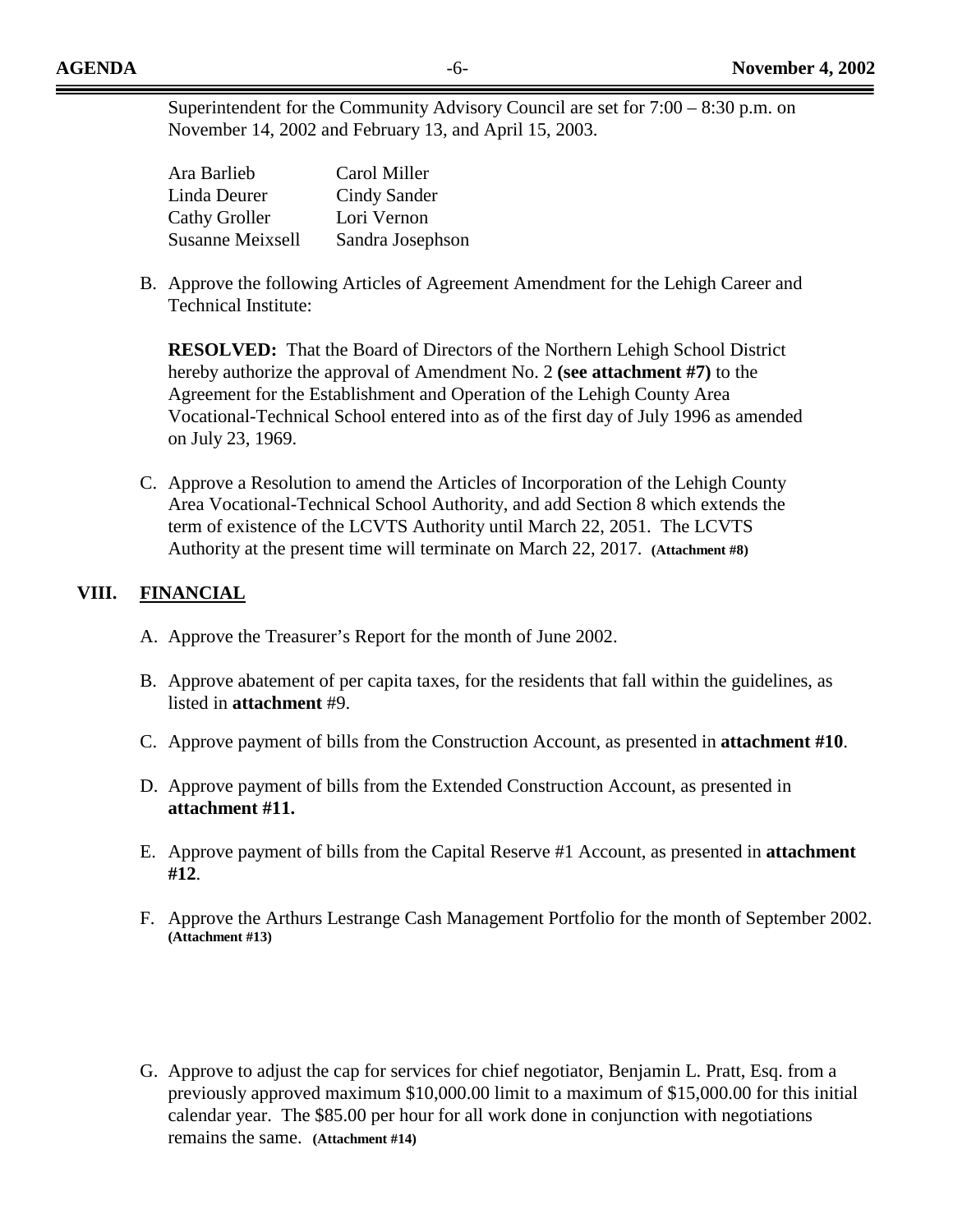Superintendent for the Community Advisory Council are set for 7:00 – 8:30 p.m. on November 14, 2002 and February 13, and April 15, 2003.

| | |
|---|---|
| Ara Barlieb | Carol Miller |
| Linda Deurer | Cindy Sander |
| Cathy Groller | Lori Vernon |
| Susanne Meixsell | Sandra Josephson |

B. Approve the following Articles of Agreement Amendment for the Lehigh Career and Technical Institute:

**RESOLVED:** That the Board of Directors of the Northern Lehigh School District hereby authorize the approval of Amendment No. 2 **(see attachment #7)** to the Agreement for the Establishment and Operation of the Lehigh County Area Vocational-Technical School entered into as of the first day of July 1996 as amended on July 23, 1969.

C. Approve a Resolution to amend the Articles of Incorporation of the Lehigh County Area Vocational-Technical School Authority, and add Section 8 which extends the term of existence of the LCVTS Authority until March 22, 2051. The LCVTS Authority at the present time will terminate on March 22, 2017. **(Attachment #8)**

## VIII. FINANCIAL

A. Approve the Treasurer's Report for the month of June 2002.

B. Approve abatement of per capita taxes, for the residents that fall within the guidelines, as listed in **attachment** #9.

C. Approve payment of bills from the Construction Account, as presented in **attachment #10**.

D. Approve payment of bills from the Extended Construction Account, as presented in **attachment #11.**

E. Approve payment of bills from the Capital Reserve #1 Account, as presented in **attachment #12**.

F. Approve the Arthurs Lestrange Cash Management Portfolio for the month of September 2002. **(Attachment #13)**

G. Approve to adjust the cap for services for chief negotiator, Benjamin L. Pratt, Esq. from a previously approved maximum $10,000.00 limit to a maximum of $15,000.00 for this initial calendar year. The $85.00 per hour for all work done in conjunction with negotiations remains the same. **(Attachment #14)**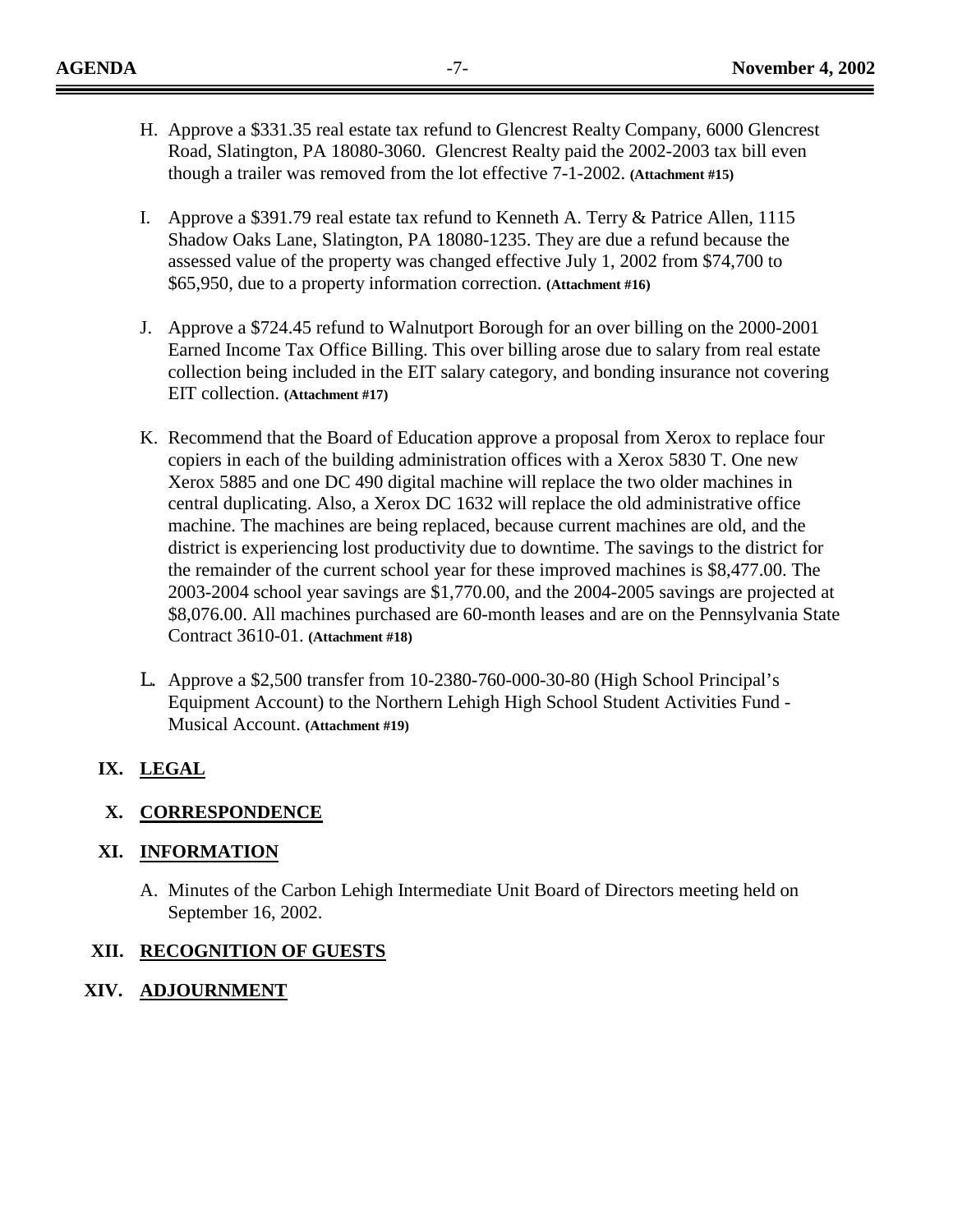H. Approve a $331.35 real estate tax refund to Glencrest Realty Company, 6000 Glencrest Road, Slatington, PA 18080-3060. Glencrest Realty paid the 2002-2003 tax bill even though a trailer was removed from the lot effective 7-1-2002. **(Attachment #15)**

I. Approve a $391.79 real estate tax refund to Kenneth A. Terry & Patrice Allen, 1115 Shadow Oaks Lane, Slatington, PA 18080-1235. They are due a refund because the assessed value of the property was changed effective July 1, 2002 from $74,700 to $65,950, due to a property information correction. **(Attachment #16)**

J. Approve a $724.45 refund to Walnutport Borough for an over billing on the 2000-2001 Earned Income Tax Office Billing. This over billing arose due to salary from real estate collection being included in the EIT salary category, and bonding insurance not covering EIT collection. **(Attachment #17)**

K. Recommend that the Board of Education approve a proposal from Xerox to replace four copiers in each of the building administration offices with a Xerox 5830 T. One new Xerox 5885 and one DC 490 digital machine will replace the two older machines in central duplicating. Also, a Xerox DC 1632 will replace the old administrative office machine. The machines are being replaced, because current machines are old, and the district is experiencing lost productivity due to downtime. The savings to the district for the remainder of the current school year for these improved machines is $8,477.00. The 2003-2004 school year savings are $1,770.00, and the 2004-2005 savings are projected at $8,076.00. All machines purchased are 60-month leases and are on the Pennsylvania State Contract 3610-01. **(Attachment #18)**

L. Approve a $2,500 transfer from 10-2380-760-000-30-80 (High School Principal's Equipment Account) to the Northern Lehigh High School Student Activities Fund - Musical Account. **(Attachment #19)**

## IX. LEGAL

## X. CORRESPONDENCE

## XI. INFORMATION

A. Minutes of the Carbon Lehigh Intermediate Unit Board of Directors meeting held on September 16, 2002.

## XII. RECOGNITION OF GUESTS

## XIV. ADJOURNMENT